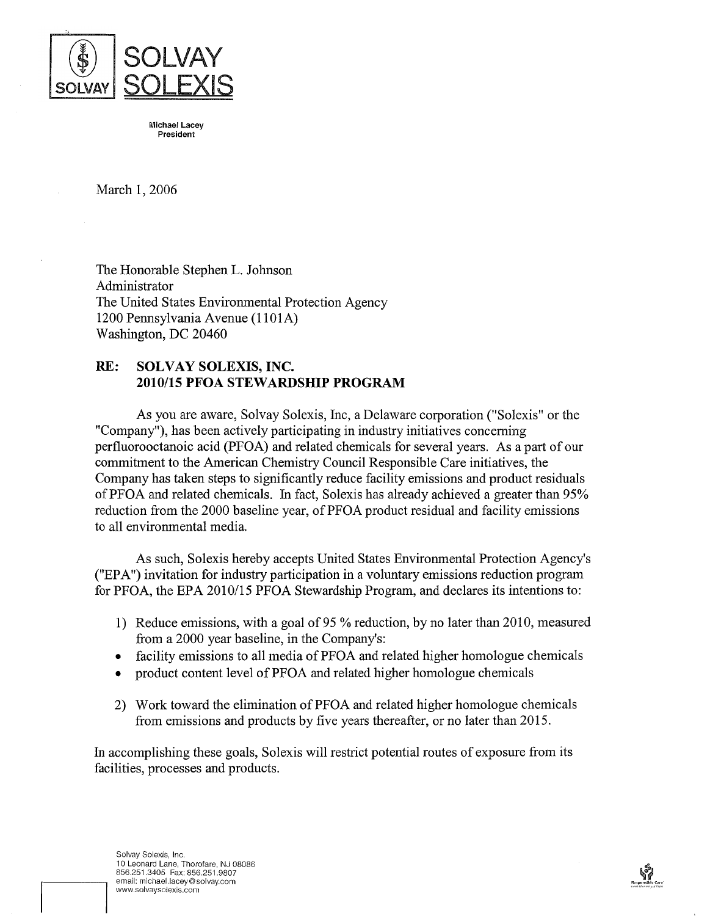SOLVAY SOLEXIS

Michael Lacey
President

March 1, 2006

The Honorable Stephen L. Johnson
Administrator
The United States Environmental Protection Agency
1200 Pennsylvania Avenue (1101A)
Washington, DC 20460

**RE: SOLVAY SOLEXIS, INC.**
**2010/15 PFOA STEWARDSHIP PROGRAM**

As you are aware, Solvay Solexis, Inc, a Delaware corporation ("Solexis" or the "Company"), has been actively participating in industry initiatives concerning perfluorooctanoic acid (PFOA) and related chemicals for several years. As a part of our commitment to the American Chemistry Council Responsible Care initiatives, the Company has taken steps to significantly reduce facility emissions and product residuals of PFOA and related chemicals. In fact, Solexis has already achieved a greater than 95% reduction from the 2000 baseline year, of PFOA product residual and facility emissions to all environmental media.

As such, Solexis hereby accepts United States Environmental Protection Agency's ("EPA") invitation for industry participation in a voluntary emissions reduction program for PFOA, the EPA 2010/15 PFOA Stewardship Program, and declares its intentions to:

1) Reduce emissions, with a goal of 95 % reduction, by no later than 2010, measured from a 2000 year baseline, in the Company's:
   - facility emissions to all media of PFOA and related higher homologue chemicals
   - product content level of PFOA and related higher homologue chemicals

2) Work toward the elimination of PFOA and related higher homologue chemicals from emissions and products by five years thereafter, or no later than 2015.

In accomplishing these goals, Solexis will restrict potential routes of exposure from its facilities, processes and products.

Solvay Solexis, Inc.
10 Leonard Lane, Thorofare, NJ 08086
856.251.3405 Fax: 856.251.9807
email: michael.lacey@solvay.com
www.solvaysolexis.com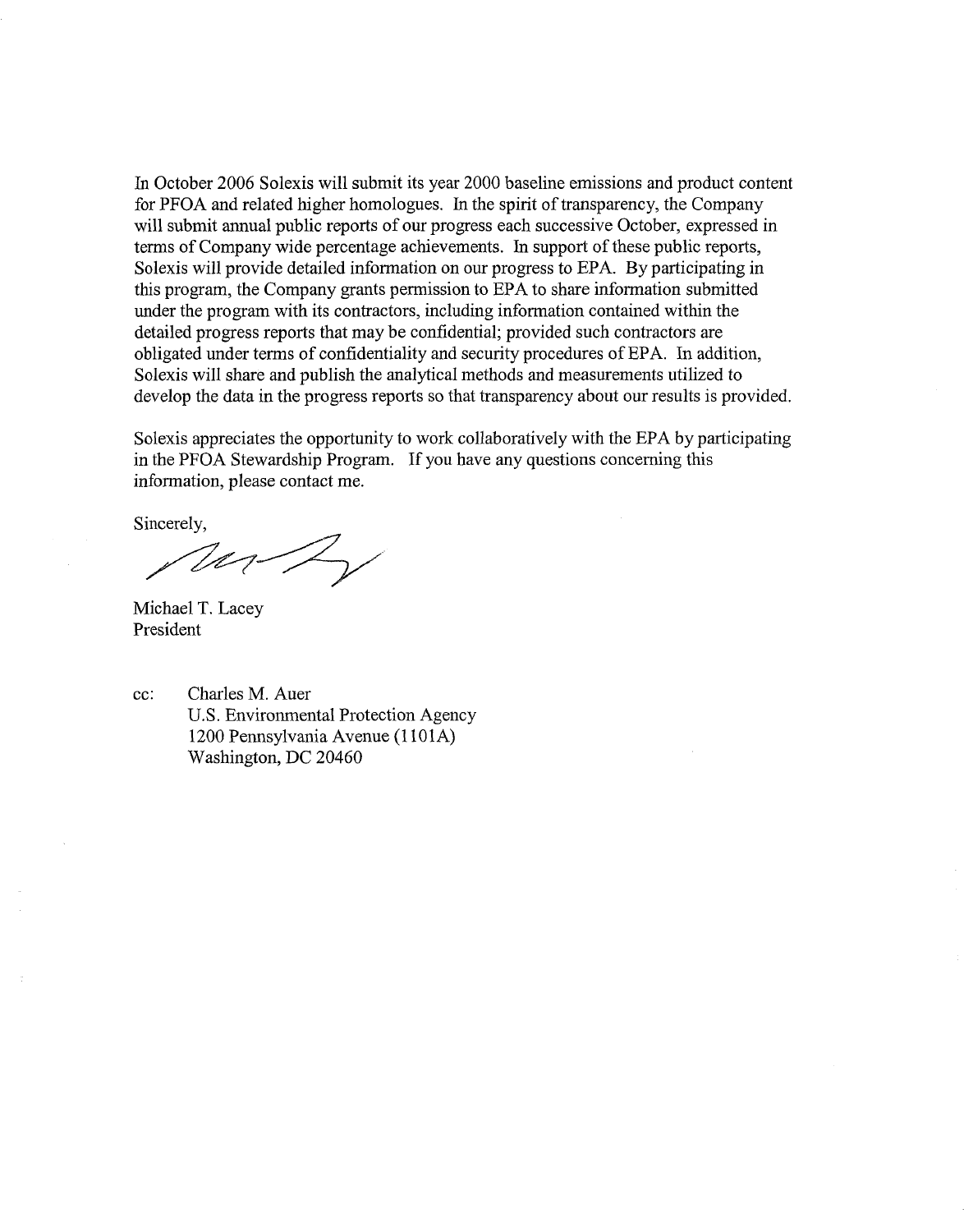In October 2006 Solexis will submit its year 2000 baseline emissions and product content for PFOA and related higher homologues. In the spirit of transparency, the Company will submit annual public reports of our progress each successive October, expressed in terms of Company wide percentage achievements. In support of these public reports, Solexis will provide detailed information on our progress to EPA. By participating in this program, the Company grants permission to EPA to share information submitted under the program with its contractors, including information contained within the detailed progress reports that may be confidential; provided such contractors are obligated under terms of confidentiality and security procedures of EPA. In addition, Solexis will share and publish the analytical methods and measurements utilized to develop the data in the progress reports so that transparency about our results is provided.

Solexis appreciates the opportunity to work collaboratively with the EPA by participating in the PFOA Stewardship Program. If you have any questions concerning this information, please contact me.

Sincerely,

Michael T. Lacey
President

cc: Charles M. Auer
U.S. Environmental Protection Agency
1200 Pennsylvania Avenue (1101A)
Washington, DC 20460